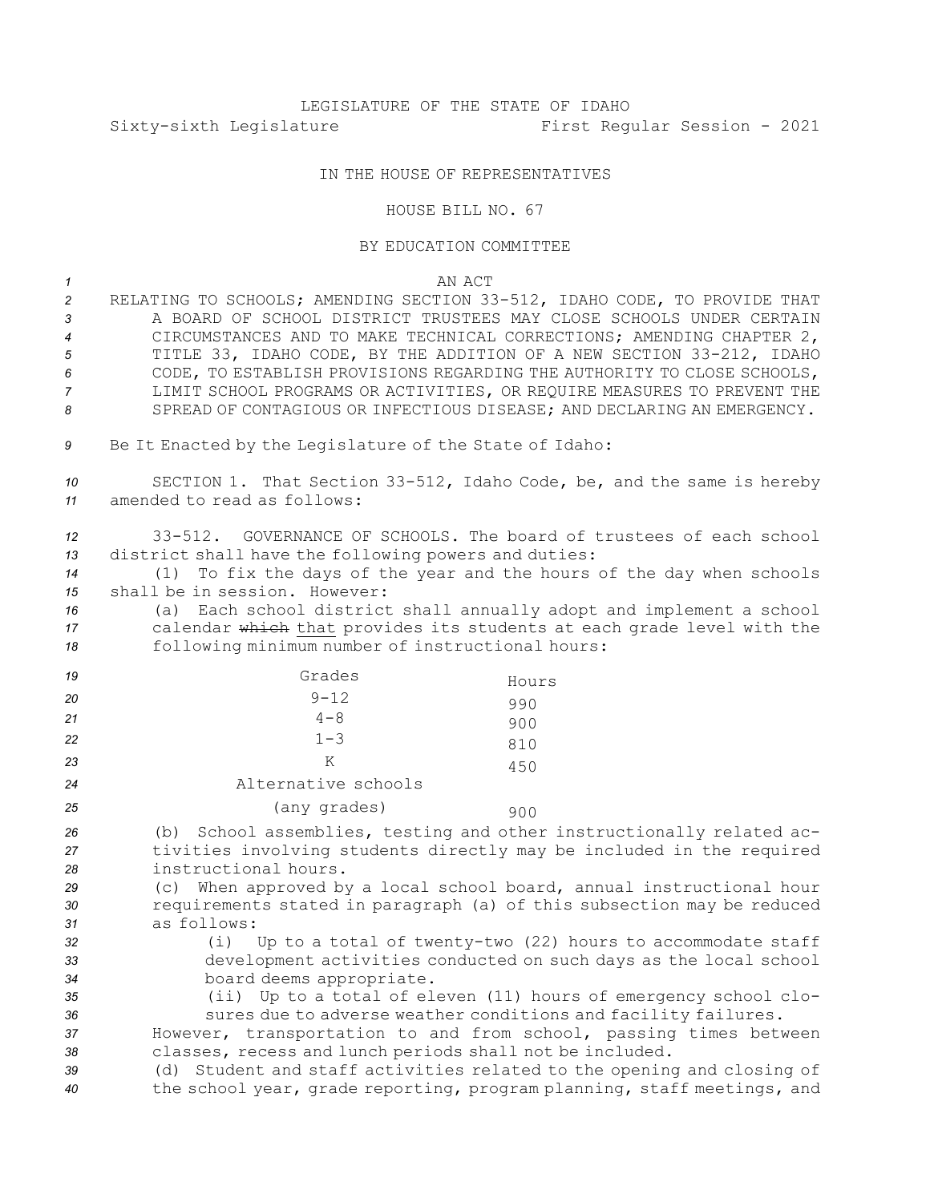LEGISLATURE OF THE STATE OF IDAHO

Sixty-sixth Legislature First Regular Session - 2021

IN THE HOUSE OF REPRESENTATIVES

HOUSE BILL NO. 67

BY EDUCATION COMMITTEE

AN ACT

RELATING TO SCHOOLS; AMENDING SECTION 33-512, IDAHO CODE, TO PROVIDE THAT A BOARD OF SCHOOL DISTRICT TRUSTEES MAY CLOSE SCHOOLS UNDER CERTAIN CIRCUMSTANCES AND TO MAKE TECHNICAL CORRECTIONS; AMENDING CHAPTER 2, TITLE 33, IDAHO CODE, BY THE ADDITION OF A NEW SECTION 33-212, IDAHO CODE, TO ESTABLISH PROVISIONS REGARDING THE AUTHORITY TO CLOSE SCHOOLS, LIMIT SCHOOL PROGRAMS OR ACTIVITIES, OR REQUIRE MEASURES TO PREVENT THE SPREAD OF CONTAGIOUS OR INFECTIOUS DISEASE; AND DECLARING AN EMERGENCY.

Be It Enacted by the Legislature of the State of Idaho:

SECTION 1. That Section 33-512, Idaho Code, be, and the same is hereby amended to read as follows:

33-512. GOVERNANCE OF SCHOOLS. The board of trustees of each school district shall have the following powers and duties:

(1) To fix the days of the year and the hours of the day when schools shall be in session. However:

(a) Each school district shall annually adopt and implement a school calendar ~~which~~ that provides its students at each grade level with the following minimum number of instructional hours:

| Grades | Hours |
|---|---|
| 9-12 | 990 |
| 4-8 | 900 |
| 1-3 | 810 |
| K | 450 |
| Alternative schools (any grades) | 900 |

(b) School assemblies, testing and other instructionally related activities involving students directly may be included in the required instructional hours.

(c) When approved by a local school board, annual instructional hour requirements stated in paragraph (a) of this subsection may be reduced as follows:

(i) Up to a total of twenty-two (22) hours to accommodate staff development activities conducted on such days as the local school board deems appropriate.

(ii) Up to a total of eleven (11) hours of emergency school closures due to adverse weather conditions and facility failures.

However, transportation to and from school, passing times between classes, recess and lunch periods shall not be included.

(d) Student and staff activities related to the opening and closing of the school year, grade reporting, program planning, staff meetings, and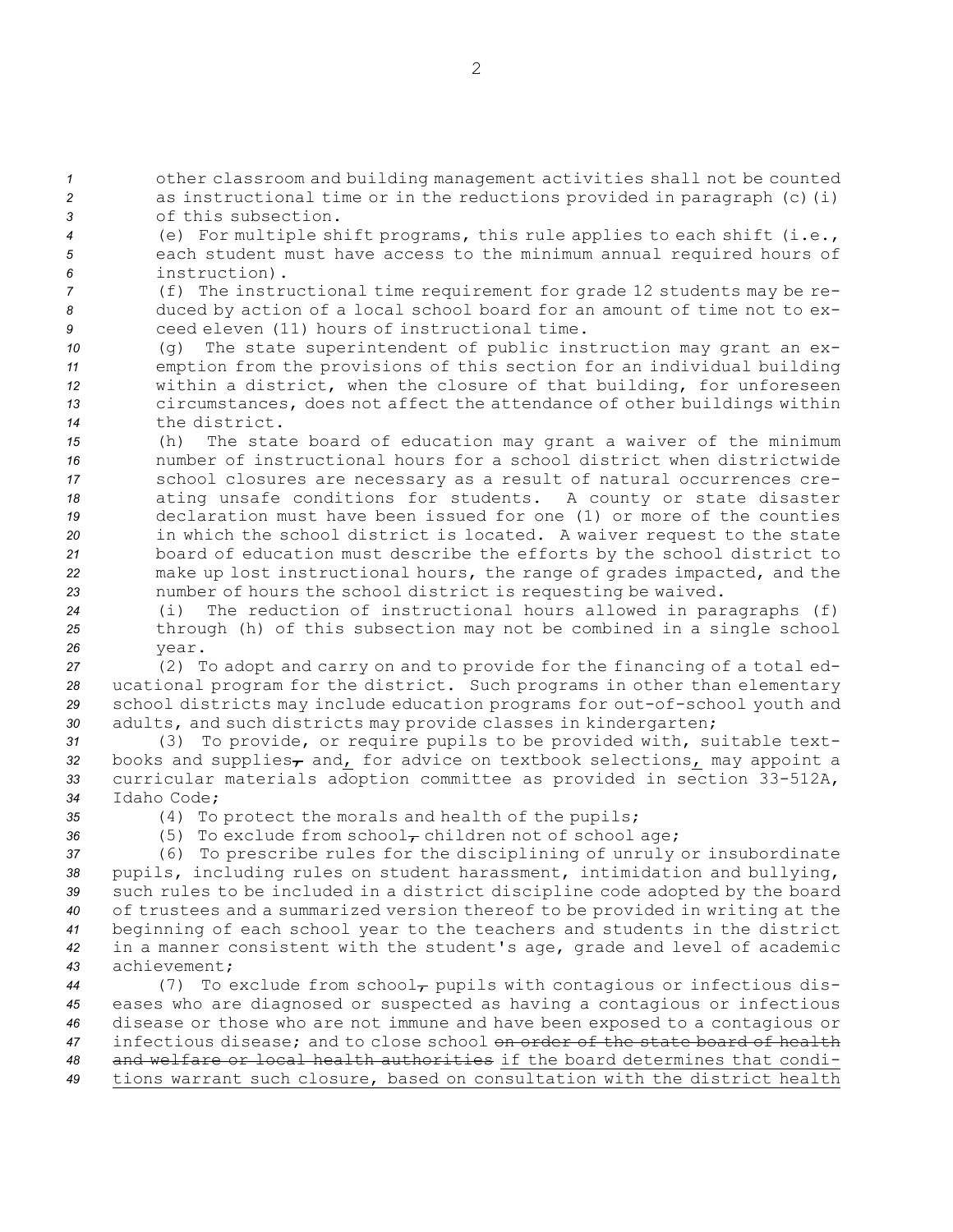other classroom and building management activities shall not be counted as instructional time or in the reductions provided in paragraph (c)(i) of this subsection.

(e) For multiple shift programs, this rule applies to each shift (i.e., each student must have access to the minimum annual required hours of instruction).

(f) The instructional time requirement for grade 12 students may be reduced by action of a local school board for an amount of time not to exceed eleven (11) hours of instructional time.

(g) The state superintendent of public instruction may grant an exemption from the provisions of this section for an individual building within a district, when the closure of that building, for unforeseen circumstances, does not affect the attendance of other buildings within the district.

(h) The state board of education may grant a waiver of the minimum number of instructional hours for a school district when districtwide school closures are necessary as a result of natural occurrences creating unsafe conditions for students. A county or state disaster declaration must have been issued for one (1) or more of the counties in which the school district is located. A waiver request to the state board of education must describe the efforts by the school district to make up lost instructional hours, the range of grades impacted, and the number of hours the school district is requesting be waived.

(i) The reduction of instructional hours allowed in paragraphs (f) through (h) of this subsection may not be combined in a single school year.

(2) To adopt and carry on and to provide for the financing of a total educational program for the district. Such programs in other than elementary school districts may include education programs for out-of-school youth and adults, and such districts may provide classes in kindergarten;

(3) To provide, or require pupils to be provided with, suitable textbooks and supplies~~,~~ and, for advice on textbook selections, may appoint a curricular materials adoption committee as provided in section 33-512A, Idaho Code;

(4) To protect the morals and health of the pupils;

(5) To exclude from school~~,~~ children not of school age;

(6) To prescribe rules for the disciplining of unruly or insubordinate pupils, including rules on student harassment, intimidation and bullying, such rules to be included in a district discipline code adopted by the board of trustees and a summarized version thereof to be provided in writing at the beginning of each school year to the teachers and students in the district in a manner consistent with the student's age, grade and level of academic achievement;

(7) To exclude from school~~,~~ pupils with contagious or infectious diseases who are diagnosed or suspected as having a contagious or infectious disease or those who are not immune and have been exposed to a contagious or infectious disease; and to close school ~~on order of the state board of health and welfare or local health authorities~~ <u>if the board determines that conditions warrant such closure, based on consultation with the district health</u>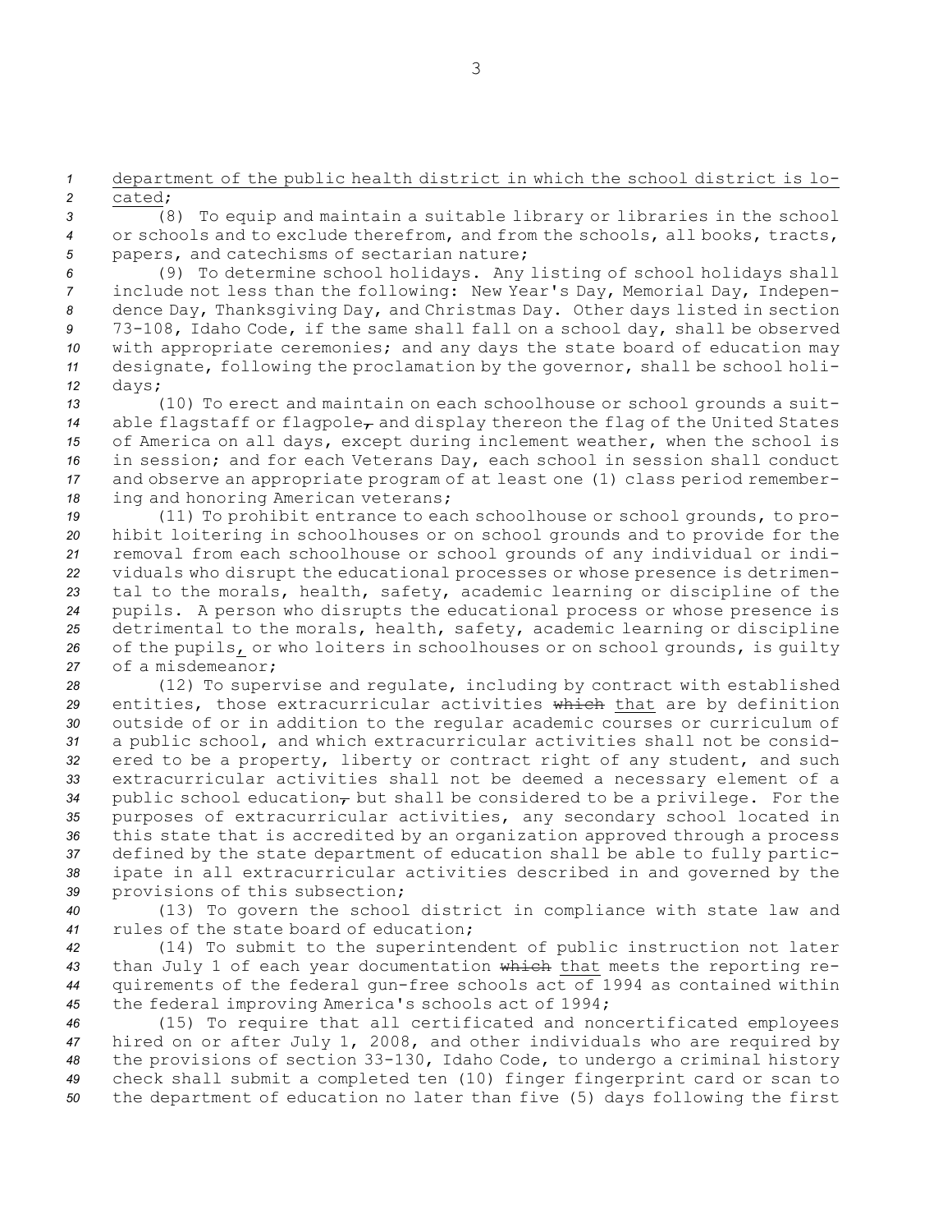department of the public health district in which the school district is located;

(8) To equip and maintain a suitable library or libraries in the school or schools and to exclude therefrom, and from the schools, all books, tracts, papers, and catechisms of sectarian nature;

(9) To determine school holidays. Any listing of school holidays shall include not less than the following: New Year's Day, Memorial Day, Independence Day, Thanksgiving Day, and Christmas Day. Other days listed in section 73-108, Idaho Code, if the same shall fall on a school day, shall be observed with appropriate ceremonies; and any days the state board of education may designate, following the proclamation by the governor, shall be school holidays;

(10) To erect and maintain on each schoolhouse or school grounds a suitable flagstaff or flagpole, and display thereon the flag of the United States of America on all days, except during inclement weather, when the school is in session; and for each Veterans Day, each school in session shall conduct and observe an appropriate program of at least one (1) class period remembering and honoring American veterans;

(11) To prohibit entrance to each schoolhouse or school grounds, to prohibit loitering in schoolhouses or on school grounds and to provide for the removal from each schoolhouse or school grounds of any individual or individuals who disrupt the educational processes or whose presence is detrimental to the morals, health, safety, academic learning or discipline of the pupils. A person who disrupts the educational process or whose presence is detrimental to the morals, health, safety, academic learning or discipline of the pupils, or who loiters in schoolhouses or on school grounds, is guilty of a misdemeanor;

(12) To supervise and regulate, including by contract with established entities, those extracurricular activities which that are by definition outside of or in addition to the regular academic courses or curriculum of a public school, and which extracurricular activities shall not be considered to be a property, liberty or contract right of any student, and such extracurricular activities shall not be deemed a necessary element of a public school education, but shall be considered to be a privilege. For the purposes of extracurricular activities, any secondary school located in this state that is accredited by an organization approved through a process defined by the state department of education shall be able to fully participate in all extracurricular activities described in and governed by the provisions of this subsection;

(13) To govern the school district in compliance with state law and rules of the state board of education;

(14) To submit to the superintendent of public instruction not later than July 1 of each year documentation which that meets the reporting requirements of the federal gun-free schools act of 1994 as contained within the federal improving America's schools act of 1994;

(15) To require that all certificated and noncertificated employees hired on or after July 1, 2008, and other individuals who are required by the provisions of section 33-130, Idaho Code, to undergo a criminal history check shall submit a completed ten (10) finger fingerprint card or scan to the department of education no later than five (5) days following the first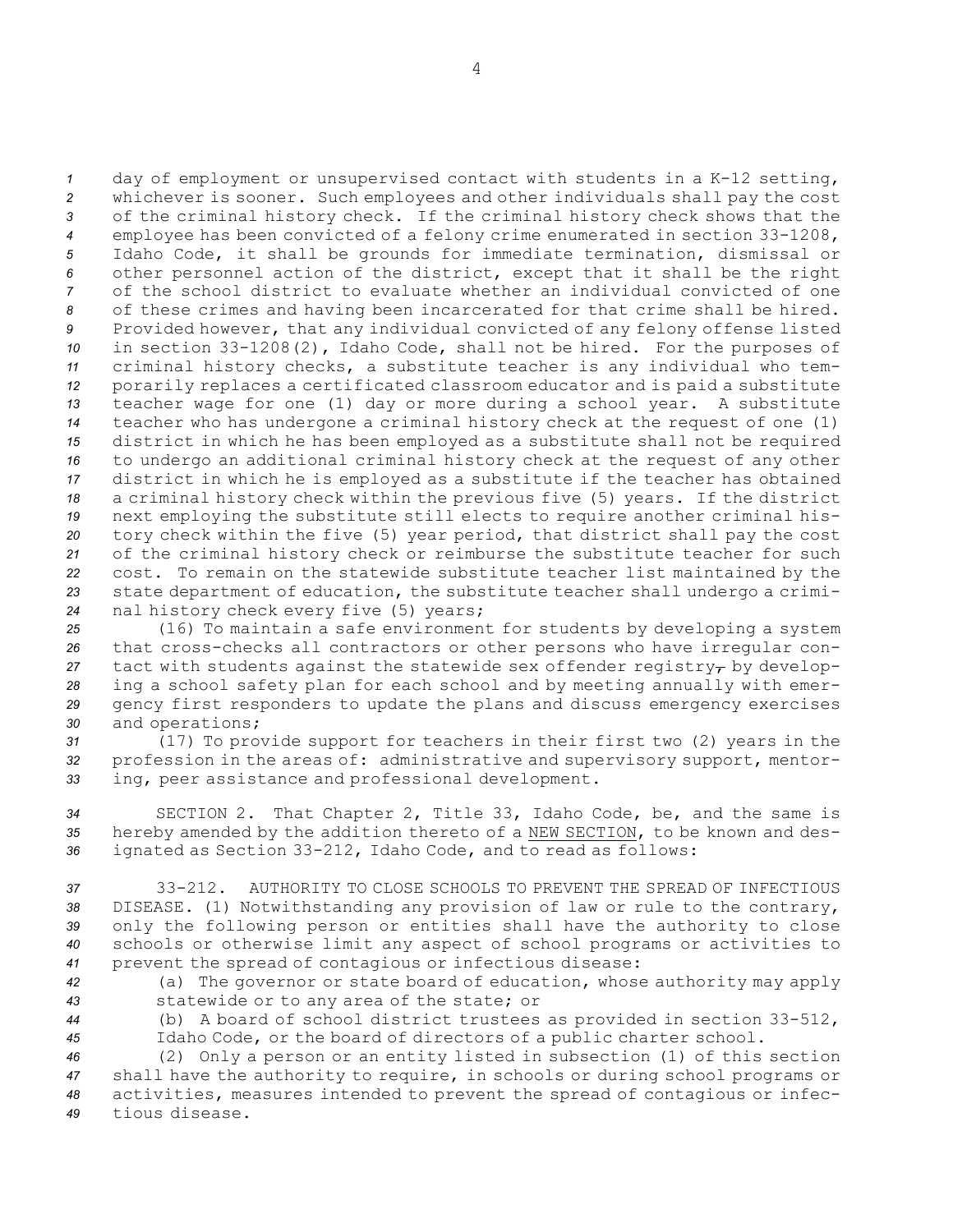day of employment or unsupervised contact with students in a K-12 setting, whichever is sooner. Such employees and other individuals shall pay the cost of the criminal history check. If the criminal history check shows that the employee has been convicted of a felony crime enumerated in section 33-1208, Idaho Code, it shall be grounds for immediate termination, dismissal or other personnel action of the district, except that it shall be the right of the school district to evaluate whether an individual convicted of one of these crimes and having been incarcerated for that crime shall be hired. Provided however, that any individual convicted of any felony offense listed in section 33-1208(2), Idaho Code, shall not be hired. For the purposes of criminal history checks, a substitute teacher is any individual who temporarily replaces a certificated classroom educator and is paid a substitute teacher wage for one (1) day or more during a school year. A substitute teacher who has undergone a criminal history check at the request of one (1) district in which he has been employed as a substitute shall not be required to undergo an additional criminal history check at the request of any other district in which he is employed as a substitute if the teacher has obtained a criminal history check within the previous five (5) years. If the district next employing the substitute still elects to require another criminal history check within the five (5) year period, that district shall pay the cost of the criminal history check or reimburse the substitute teacher for such cost. To remain on the statewide substitute teacher list maintained by the state department of education, the substitute teacher shall undergo a criminal history check every five (5) years;

(16) To maintain a safe environment for students by developing a system that cross-checks all contractors or other persons who have irregular contact with students against the statewide sex offender registry~~,~~ by developing a school safety plan for each school and by meeting annually with emergency first responders to update the plans and discuss emergency exercises and operations;

(17) To provide support for teachers in their first two (2) years in the profession in the areas of: administrative and supervisory support, mentoring, peer assistance and professional development.

SECTION 2. That Chapter 2, Title 33, Idaho Code, be, and the same is hereby amended by the addition thereto of a NEW SECTION, to be known and designated as Section 33-212, Idaho Code, and to read as follows:

33-212. AUTHORITY TO CLOSE SCHOOLS TO PREVENT THE SPREAD OF INFECTIOUS DISEASE. (1) Notwithstanding any provision of law or rule to the contrary, only the following person or entities shall have the authority to close schools or otherwise limit any aspect of school programs or activities to prevent the spread of contagious or infectious disease:

(a) The governor or state board of education, whose authority may apply statewide or to any area of the state; or

(b) A board of school district trustees as provided in section 33-512, Idaho Code, or the board of directors of a public charter school.

(2) Only a person or an entity listed in subsection (1) of this section shall have the authority to require, in schools or during school programs or activities, measures intended to prevent the spread of contagious or infectious disease.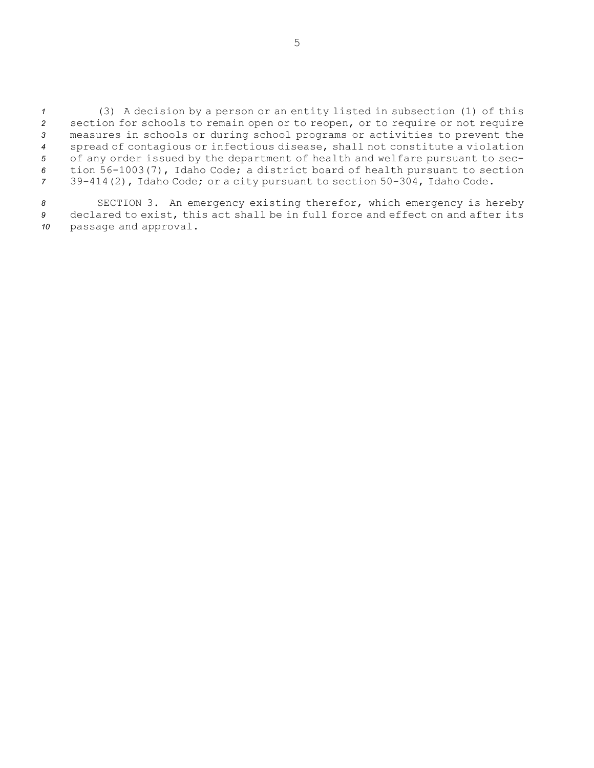(3) A decision by a person or an entity listed in subsection (1) of this section for schools to remain open or to reopen, or to require or not require measures in schools or during school programs or activities to prevent the spread of contagious or infectious disease, shall not constitute a violation of any order issued by the department of health and welfare pursuant to section 56-1003(7), Idaho Code; a district board of health pursuant to section 39-414(2), Idaho Code; or a city pursuant to section 50-304, Idaho Code.

SECTION 3. An emergency existing therefor, which emergency is hereby declared to exist, this act shall be in full force and effect on and after its passage and approval.